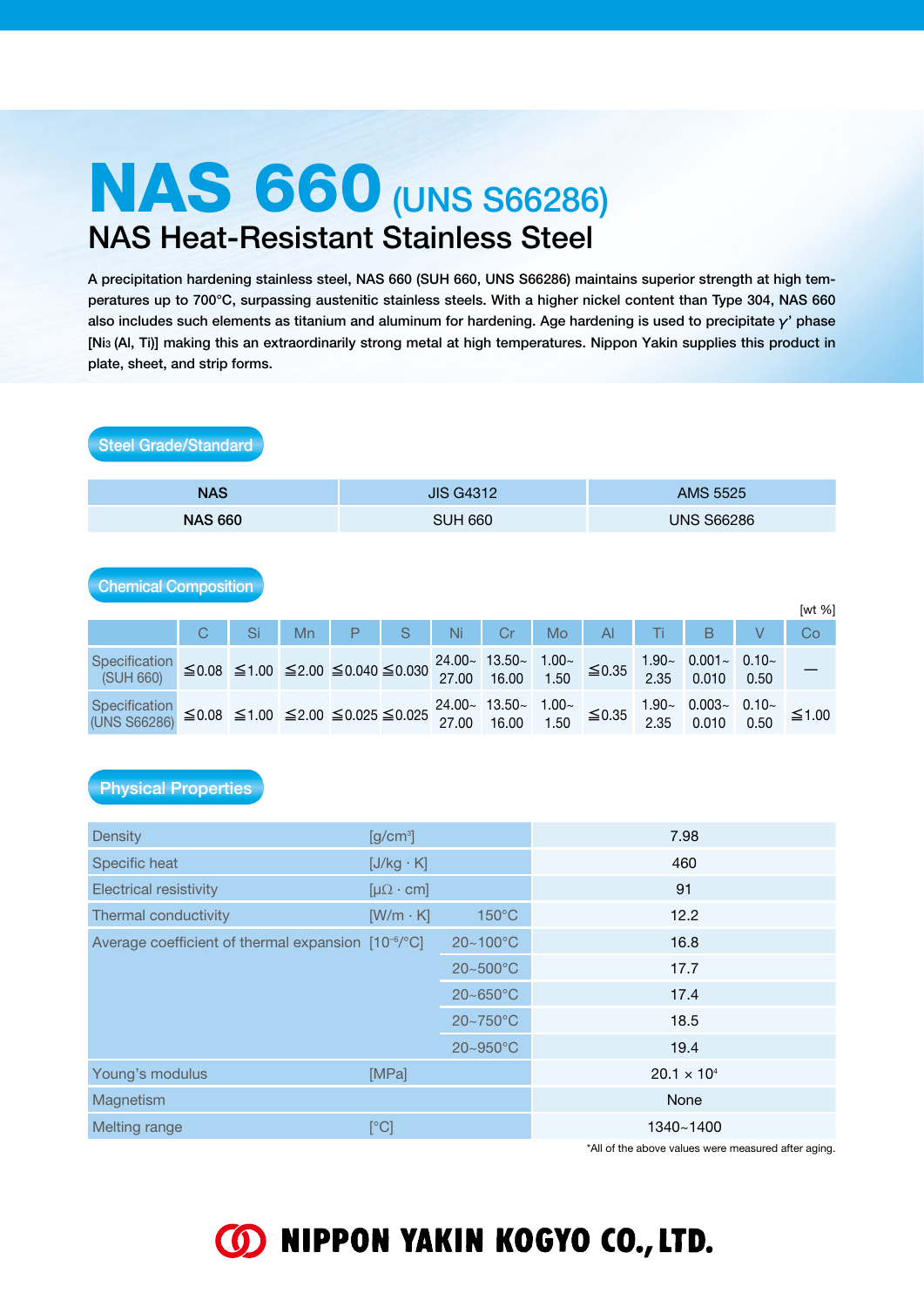# NAS 660 (UNS S66286)

## NAS Heat-Resistant Stainless Steel

**A precipitation hardening stainless steel, NAS 660 (SUH 660, UNS S66286) maintains superior strength at high temperatures up to 700°C, surpassing austenitic stainless steels. With a higher nickel content than Type 304, NAS 660 also includes such elements as titanium and aluminum for hardening. Age hardening is used to precipitate γ' phase [$Ni_3$ (Al, Ti)] making this an extraordinarily strong metal at high temperatures. Nippon Yakin supplies this product in plate, sheet, and strip forms.**

### Steel Grade/Standard

| NAS | JIS G4312 | AMS 5525 |
|---|---|---|
| NAS 660 | SUH 660 | UNS S66286 |

### Chemical Composition

[wt %]

| | C | Si | Mn | P | S | Ni | Cr | Mo | Al | Ti | B | V | Co |
|---|---|---|---|---|---|---|---|---|---|---|---|---|---|
| Specification (SUH 660) | ≦0.08 | ≦1.00 | ≦2.00 | ≦0.040 | ≦0.030 | 24.00~27.00 | 13.50~16.00 | 1.00~1.50 | ≦0.35 | 1.90~2.35 | 0.001~0.010 | 0.10~0.50 | — |
| Specification (UNS S66286) | ≦0.08 | ≦1.00 | ≦2.00 | ≦0.025 | ≦0.025 | 24.00~27.00 | 13.50~16.00 | 1.00~1.50 | ≦0.35 | 1.90~2.35 | 0.003~0.010 | 0.10~0.50 | ≦1.00 |

### Physical Properties

| Property | Unit | Condition | Value |
|---|---|---|---|
| Density | [g/cm³] | | 7.98 |
| Specific heat | [J/kg · K] | | 460 |
| Electrical resistivity | [μΩ · cm] | | 91 |
| Thermal conductivity | [W/m · K] | 150°C | 12.2 |
| Average coefficient of thermal expansion | [$10^{-6}$/°C] | 20~100°C | 16.8 |
| | | 20~500°C | 17.7 |
| | | 20~650°C | 17.4 |
| | | 20~750°C | 18.5 |
| | | 20~950°C | 19.4 |
| Young's modulus | [MPa] | | $20.1 \times 10^4$ |
| Magnetism | | | None |
| Melting range | [°C] | | 1340~1400 |

*All of the above values were measured after aging.

NIPPON YAKIN KOGYO CO., LTD.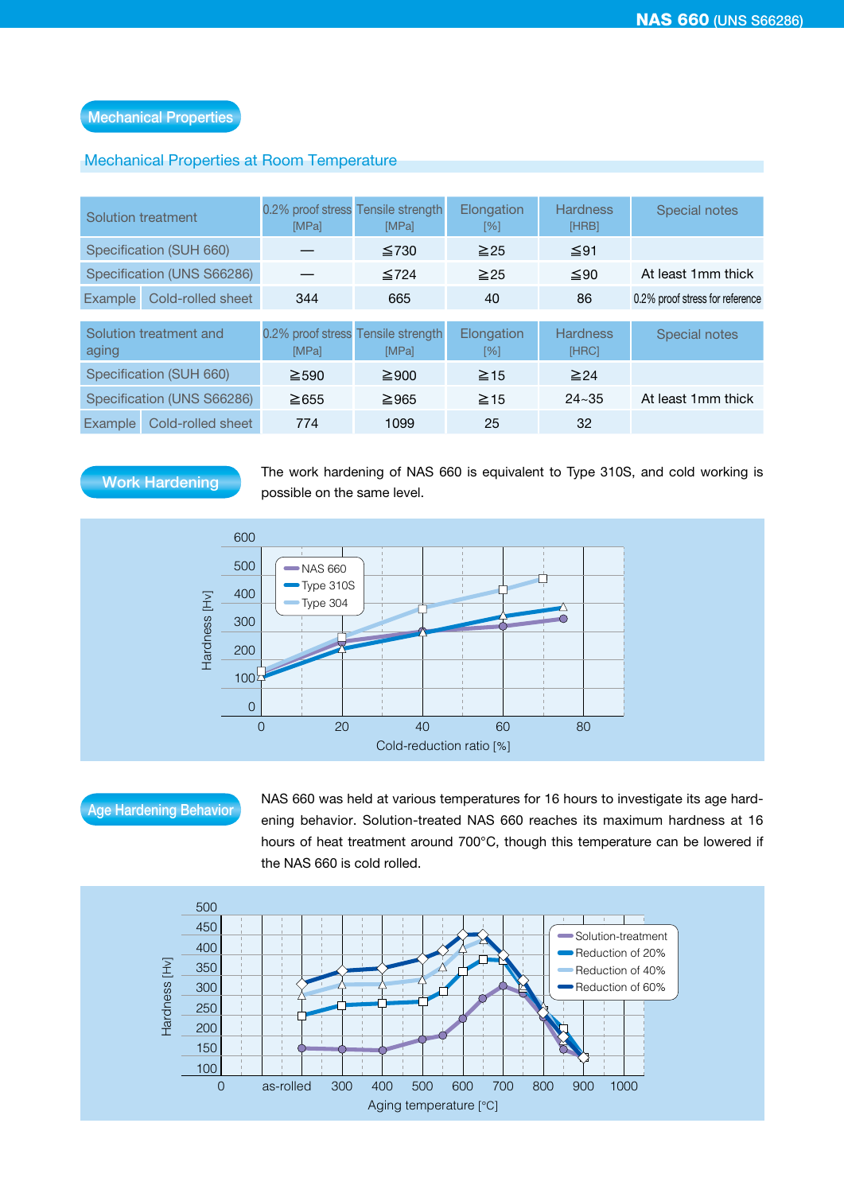## Mechanical Properties

### Mechanical Properties at Room Temperature

| Solution treatment | | 0.2% proof stress [MPa] | Tensile strength [MPa] | Elongation [%] | Hardness [HRB] | Special notes |
|---|---|---|---|---|---|---|
| Specification (SUH 660) | | — | ≦730 | ≧25 | ≦91 | |
| Specification (UNS S66286) | | — | ≦724 | ≧25 | ≦90 | At least 1mm thick |
| Example | Cold-rolled sheet | 344 | 665 | 40 | 86 | 0.2% proof stress for reference |

| Solution treatment and aging | | 0.2% proof stress [MPa] | Tensile strength [MPa] | Elongation [%] | Hardness [HRC] | Special notes |
|---|---|---|---|---|---|---|
| Specification (SUH 660) | | ≧590 | ≧900 | ≧15 | ≧24 | |
| Specification (UNS S66286) | | ≧655 | ≧965 | ≧15 | 24~35 | At least 1mm thick |
| Example | Cold-rolled sheet | 774 | 1099 | 25 | 32 | |

## Work Hardening

The work hardening of NAS 660 is equivalent to Type 310S, and cold working is possible on the same level.

## Age Hardening Behavior

NAS 660 was held at various temperatures for 16 hours to investigate its age hardening behavior. Solution-treated NAS 660 reaches its maximum hardness at 16 hours of heat treatment around 700°C, though this temperature can be lowered if the NAS 660 is cold rolled.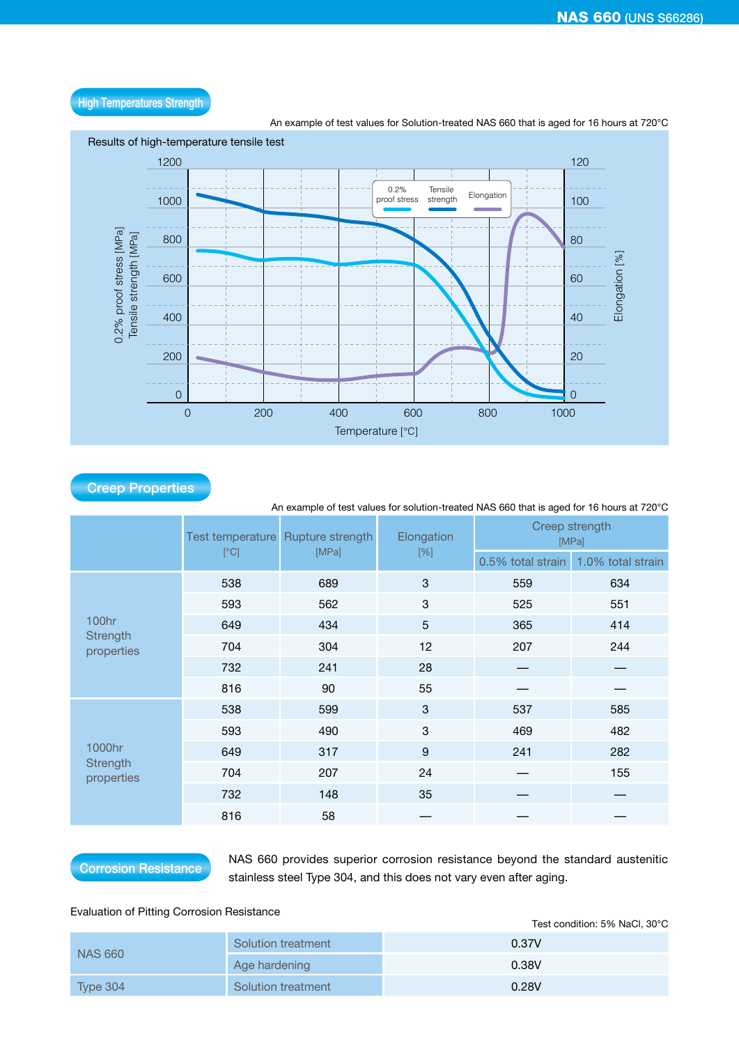## High Temperatures Strength

An example of test values for Solution-treated NAS 660 that is aged for 16 hours at 720°C

Results of high-temperature tensile test

## Creep Properties

An example of test values for solution-treated NAS 660 that is aged for 16 hours at 720°C

| | Test temperature [°C] | Rupture strength [MPa] | Elongation [%] | Creep strength [MPa] | |
|---|---|---|---|---|---|
| | | | | 0.5% total strain | 1.0% total strain |
| 100hr Strength properties | 538 | 689 | 3 | 559 | 634 |
| | 593 | 562 | 3 | 525 | 551 |
| | 649 | 434 | 5 | 365 | 414 |
| | 704 | 304 | 12 | 207 | 244 |
| | 732 | 241 | 28 | — | — |
| | 816 | 90 | 55 | — | — |
| 1000hr Strength properties | 538 | 599 | 3 | 537 | 585 |
| | 593 | 490 | 3 | 469 | 482 |
| | 649 | 317 | 9 | 241 | 282 |
| | 704 | 207 | 24 | — | 155 |
| | 732 | 148 | 35 | — | — |
| | 816 | 58 | — | — | — |

## Corrosion Resistance

NAS 660 provides superior corrosion resistance beyond the standard austenitic stainless steel Type 304, and this does not vary even after aging.

Evaluation of Pitting Corrosion Resistance

Test condition: 5% NaCl, 30°C

| | | |
|---|---|---|
| NAS 660 | Solution treatment | 0.37V |
| | Age hardening | 0.38V |
| Type 304 | Solution treatment | 0.28V |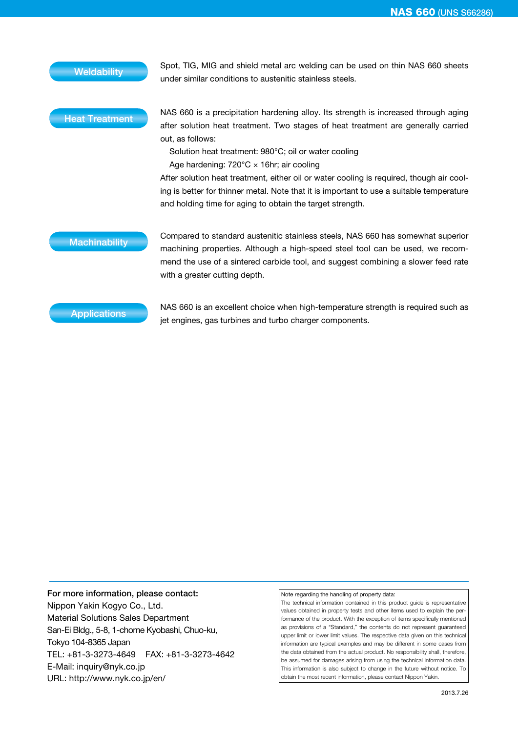## Weldability

Spot, TIG, MIG and shield metal arc welding can be used on thin NAS 660 sheets under similar conditions to austenitic stainless steels.

## Heat Treatment

NAS 660 is a precipitation hardening alloy. Its strength is increased through aging after solution heat treatment. Two stages of heat treatment are generally carried out, as follows:

Solution heat treatment: 980°C; oil or water cooling

Age hardening: 720°C × 16hr; air cooling

After solution heat treatment, either oil or water cooling is required, though air cooling is better for thinner metal. Note that it is important to use a suitable temperature and holding time for aging to obtain the target strength.

## Machinability

Compared to standard austenitic stainless steels, NAS 660 has somewhat superior machining properties. Although a high-speed steel tool can be used, we recommend the use of a sintered carbide tool, and suggest combining a slower feed rate with a greater cutting depth.

## Applications

NAS 660 is an excellent choice when high-temperature strength is required such as jet engines, gas turbines and turbo charger components.

---

**For more information, please contact:**

Nippon Yakin Kogyo Co., Ltd.
Material Solutions Sales Department
San-Ei Bldg., 5-8, 1-chome Kyobashi, Chuo-ku,
Tokyo 104-8365 Japan
TEL: +81-3-3273-4649 FAX: +81-3-3273-4642
E-Mail: inquiry@nyk.co.jp
URL: http://www.nyk.co.jp/en/

Note regarding the handling of property data:
The technical information contained in this product guide is representative values obtained in property tests and other items used to explain the performance of the product. With the exception of items specifically mentioned as provisions of a "Standard," the contents do not represent guaranteed upper limit or lower limit values. The respective data given on this technical information are typical examples and may be different in some cases from the data obtained from the actual product. No responsibility shall, therefore, be assumed for damages arising from using the technical information data. This information is also subject to change in the future without notice. To obtain the most recent information, please contact Nippon Yakin.

2013.7.26